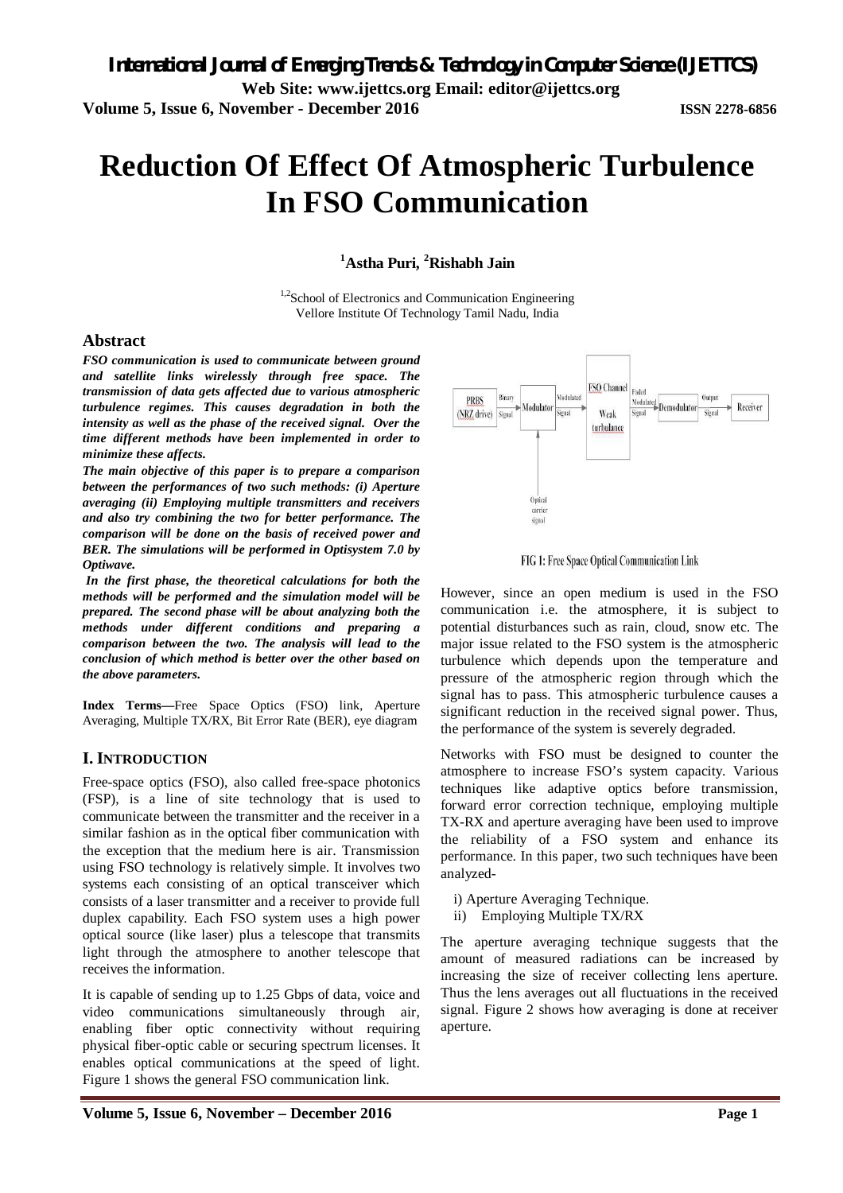// Title block
# Reduction Of Effect Of Atmospheric Turbulence In FSO Communication

**[1]Astha Puri, [2]Rishabh Jain**

[1,2]School of Electronics and Communication Engineering
Vellore Institute Of Technology Tamil Nadu, India

## Abstract

***FSO communication is used to communicate between ground and satellite links wirelessly through free space. The transmission of data gets affected due to various atmospheric turbulence regimes. This causes degradation in both the intensity as well as the phase of the received signal. Over the time different methods have been implemented in order to minimize these affects.***

***The main objective of this paper is to prepare a comparison between the performances of two such methods: (i) Aperture averaging (ii) Employing multiple transmitters and receivers and also try combining the two for better performance. The comparison will be done on the basis of received power and BER. The simulations will be performed in Optisystem 7.0 by Optiwave.***

***In the first phase, the theoretical calculations for both the methods will be performed and the simulation model will be prepared. The second phase will be about analyzing both the methods under different conditions and preparing a comparison between the two. The analysis will lead to the conclusion of which method is better over the other based on the above parameters.***

**Index Terms—**Free Space Optics (FSO) link, Aperture Averaging, Multiple TX/RX, Bit Error Rate (BER), eye diagram

## I. INTRODUCTION

Free-space optics (FSO), also called free-space photonics (FSP), is a line of site technology that is used to communicate between the transmitter and the receiver in a similar fashion as in the optical fiber communication with the exception that the medium here is air. Transmission using FSO technology is relatively simple. It involves two systems each consisting of an optical transceiver which consists of a laser transmitter and a receiver to provide full duplex capability. Each FSO system uses a high power optical source (like laser) plus a telescope that transmits light through the atmosphere to another telescope that receives the information.

It is capable of sending up to 1.25 Gbps of data, voice and video communications simultaneously through air, enabling fiber optic connectivity without requiring physical fiber-optic cable or securing spectrum licenses. It enables optical communications at the speed of light. Figure 1 shows the general FSO communication link.

FIG 1: Free Space Optical Communication Link

However, since an open medium is used in the FSO communication i.e. the atmosphere, it is subject to potential disturbances such as rain, cloud, snow etc. The major issue related to the FSO system is the atmospheric turbulence which depends upon the temperature and pressure of the atmospheric region through which the signal has to pass. This atmospheric turbulence causes a significant reduction in the received signal power. Thus, the performance of the system is severely degraded.

Networks with FSO must be designed to counter the atmosphere to increase FSO's system capacity. Various techniques like adaptive optics before transmission, forward error correction technique, employing multiple TX-RX and aperture averaging have been used to improve the reliability of a FSO system and enhance its performance. In this paper, two such techniques have been analyzed-

i) Aperture Averaging Technique.
ii) Employing Multiple TX/RX

The aperture averaging technique suggests that the amount of measured radiations can be increased by increasing the size of receiver collecting lens aperture. Thus the lens averages out all fluctuations in the received signal. Figure 2 shows how averaging is done at receiver aperture.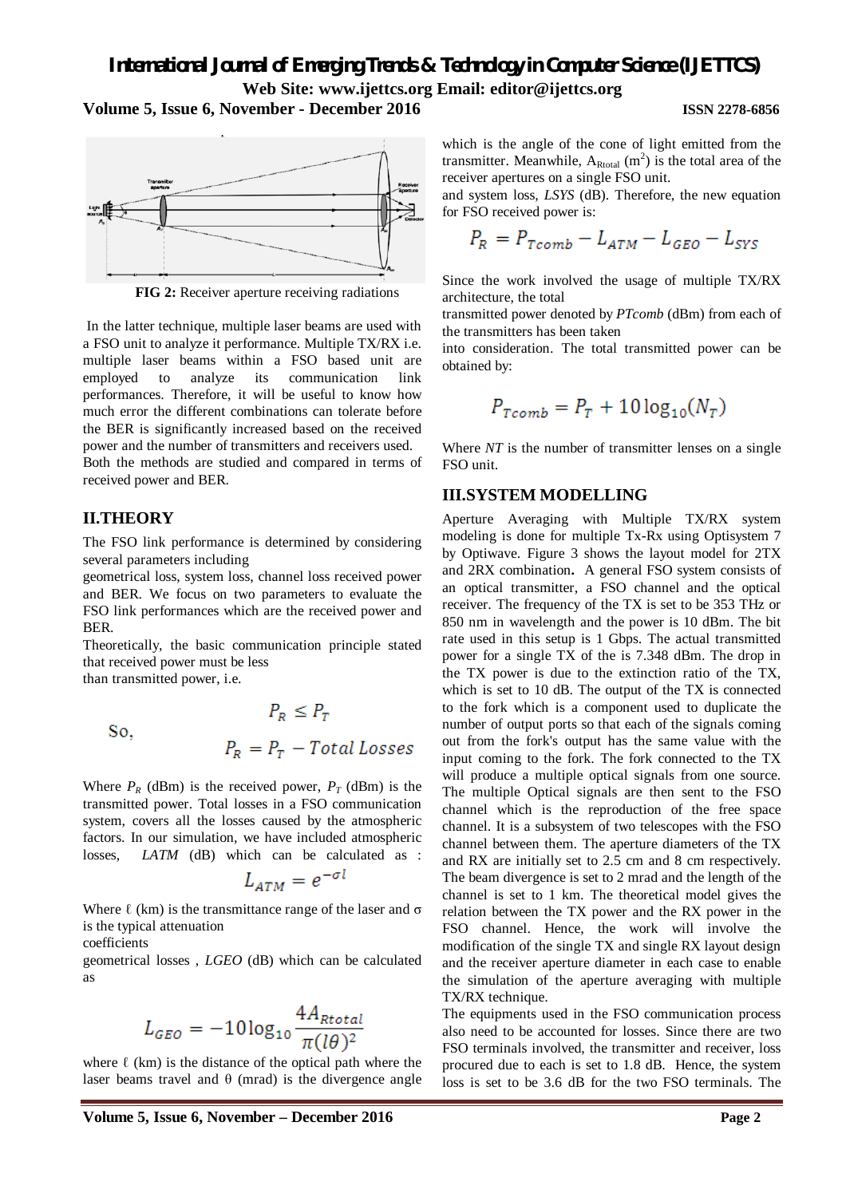FIG 2: Receiver aperture receiving radiations

In the latter technique, multiple laser beams are used with a FSO unit to analyze it performance. Multiple TX/RX i.e. multiple laser beams within a FSO based unit are employed to analyze its communication link performances. Therefore, it will be useful to know how much error the different combinations can tolerate before the BER is significantly increased based on the received power and the number of transmitters and receivers used. Both the methods are studied and compared in terms of received power and BER.

## II.THEORY

The FSO link performance is determined by considering several parameters including geometrical loss, system loss, channel loss received power and BER. We focus on two parameters to evaluate the FSO link performances which are the received power and BER.

Theoretically, the basic communication principle stated that received power must be less than transmitted power, i.e.

$$P_R \leq P_T$$

So,

$$P_R = P_T - Total\ Losses$$

Where $P_R$ (dBm) is the received power, $P_T$ (dBm) is the transmitted power. Total losses in a FSO communication system, covers all the losses caused by the atmospheric factors. In our simulation, we have included atmospheric losses, *LATM* (dB) which can be calculated as :

$$L_{ATM} = e^{-\sigma l}$$

Where ℓ (km) is the transmittance range of the laser and σ is the typical attenuation coefficients geometrical losses , *LGEO* (dB) which can be calculated as

$$L_{GEO} = -10\log_{10}\frac{4A_{Rtotal}}{\pi(l\theta)^2}$$

where ℓ (km) is the distance of the optical path where the laser beams travel and θ (mrad) is the divergence angle which is the angle of the cone of light emitted from the transmitter. Meanwhile, $A_{Rtotal}$ ($m^2$) is the total area of the receiver apertures on a single FSO unit.

and system loss, *LSYS* (dB). Therefore, the new equation for FSO received power is:

$$P_R = P_{Tcomb} - L_{ATM} - L_{GEO} - L_{SYS}$$

Since the work involved the usage of multiple TX/RX architecture, the total transmitted power denoted by *PTcomb* (dBm) from each of the transmitters has been taken into consideration. The total transmitted power can be obtained by:

$$P_{Tcomb} = P_T + 10\log_{10}(N_T)$$

Where *NT* is the number of transmitter lenses on a single FSO unit.

## III.SYSTEM MODELLING

Aperture Averaging with Multiple TX/RX system modeling is done for multiple Tx-Rx using Optisystem 7 by Optiwave. Figure 3 shows the layout model for 2TX and 2RX combination**.** A general FSO system consists of an optical transmitter, a FSO channel and the optical receiver. The frequency of the TX is set to be 353 THz or 850 nm in wavelength and the power is 10 dBm. The bit rate used in this setup is 1 Gbps. The actual transmitted power for a single TX of the is 7.348 dBm. The drop in the TX power is due to the extinction ratio of the TX, which is set to 10 dB. The output of the TX is connected to the fork which is a component used to duplicate the number of output ports so that each of the signals coming out from the fork's output has the same value with the input coming to the fork. The fork connected to the TX will produce a multiple optical signals from one source. The multiple Optical signals are then sent to the FSO channel which is the reproduction of the free space channel. It is a subsystem of two telescopes with the FSO channel between them. The aperture diameters of the TX and RX are initially set to 2.5 cm and 8 cm respectively. The beam divergence is set to 2 mrad and the length of the channel is set to 1 km. The theoretical model gives the relation between the TX power and the RX power in the FSO channel. Hence, the work will involve the modification of the single TX and single RX layout design and the receiver aperture diameter in each case to enable the simulation of the aperture averaging with multiple TX/RX technique.

The equipments used in the FSO communication process also need to be accounted for losses. Since there are two FSO terminals involved, the transmitter and receiver, loss procured due to each is set to 1.8 dB. Hence, the system loss is set to be 3.6 dB for the two FSO terminals. The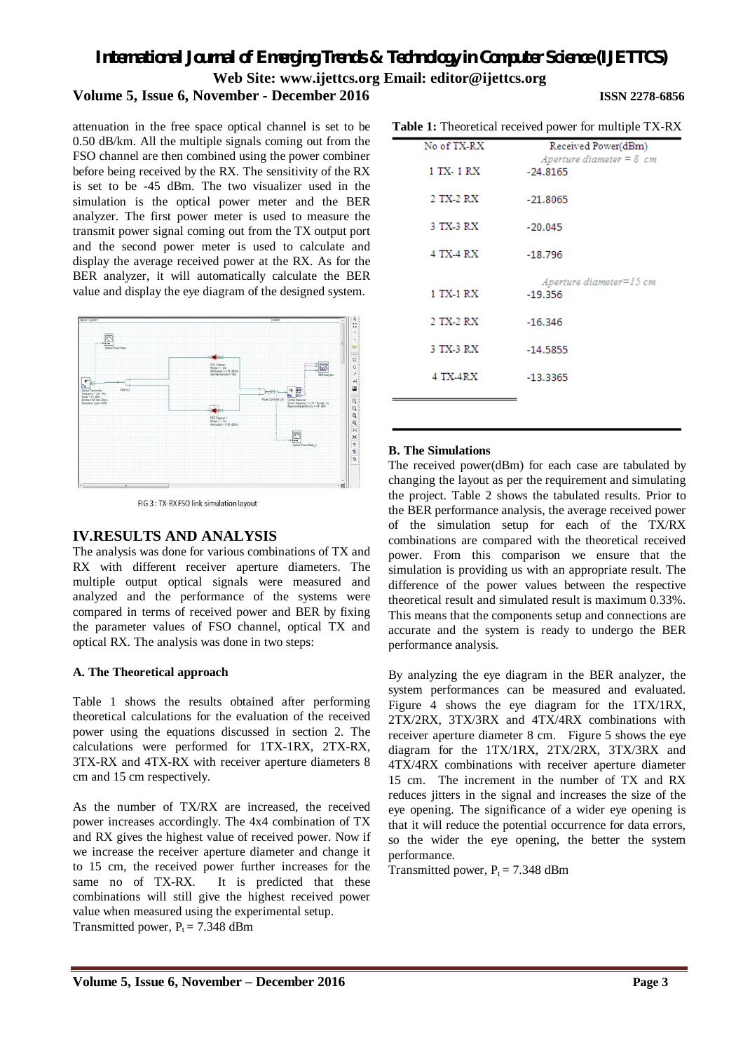attenuation in the free space optical channel is set to be 0.50 dB/km. All the multiple signals coming out from the FSO channel are then combined using the power combiner before being received by the RX. The sensitivity of the RX is set to be -45 dBm. The two visualizer used in the simulation is the optical power meter and the BER analyzer. The first power meter is used to measure the transmit power signal coming out from the TX output port and the second power meter is used to calculate and display the average received power at the RX. As for the BER analyzer, it will automatically calculate the BER value and display the eye diagram of the designed system.

FIG 3 : TX-RX FSO link simulation layout

## IV.RESULTS AND ANALYSIS

The analysis was done for various combinations of TX and RX with different receiver aperture diameters. The multiple output optical signals were measured and analyzed and the performance of the systems were compared in terms of received power and BER by fixing the parameter values of FSO channel, optical TX and optical RX. The analysis was done in two steps:

### A. The Theoretical approach

Table 1 shows the results obtained after performing theoretical calculations for the evaluation of the received power using the equations discussed in section 2. The calculations were performed for 1TX-1RX, 2TX-RX, 3TX-RX and 4TX-RX with receiver aperture diameters 8 cm and 15 cm respectively.

As the number of TX/RX are increased, the received power increases accordingly. The 4x4 combination of TX and RX gives the highest value of received power. Now if we increase the receiver aperture diameter and change it to 15 cm, the received power further increases for the same no of TX-RX. It is predicted that these combinations will still give the highest received power value when measured using the experimental setup.

Transmitted power, $P_t = 7.348$ dBm

**Table 1:** Theoretical received power for multiple TX-RX

| No of TX-RX | Received Power(dBm) |
|---|---|
| | *Aperture diameter = 8 cm* |
| 1 TX- 1 RX | -24.8165 |
| 2 TX-2 RX | -21.8065 |
| 3 TX-3 RX | -20.045 |
| 4 TX-4 RX | -18.796 |
| | *Aperture diameter=15 cm* |
| 1 TX-1 RX | -19.356 |
| 2 TX-2 RX | -16.346 |
| 3 TX-3 RX | -14.5855 |
| 4 TX-4RX | -13.3365 |

### B. The Simulations

The received power(dBm) for each case are tabulated by changing the layout as per the requirement and simulating the project. Table 2 shows the tabulated results. Prior to the BER performance analysis, the average received power of the simulation setup for each of the TX/RX combinations are compared with the theoretical received power. From this comparison we ensure that the simulation is providing us with an appropriate result. The difference of the power values between the respective theoretical result and simulated result is maximum 0.33%. This means that the components setup and connections are accurate and the system is ready to undergo the BER performance analysis.

By analyzing the eye diagram in the BER analyzer, the system performances can be measured and evaluated. Figure 4 shows the eye diagram for the 1TX/1RX, 2TX/2RX, 3TX/3RX and 4TX/4RX combinations with receiver aperture diameter 8 cm. Figure 5 shows the eye diagram for the 1TX/1RX, 2TX/2RX, 3TX/3RX and 4TX/4RX combinations with receiver aperture diameter 15 cm. The increment in the number of TX and RX reduces jitters in the signal and increases the size of the eye opening. The significance of a wider eye opening is that it will reduce the potential occurrence for data errors, so the wider the eye opening, the better the system performance.

Transmitted power, $P_t = 7.348$ dBm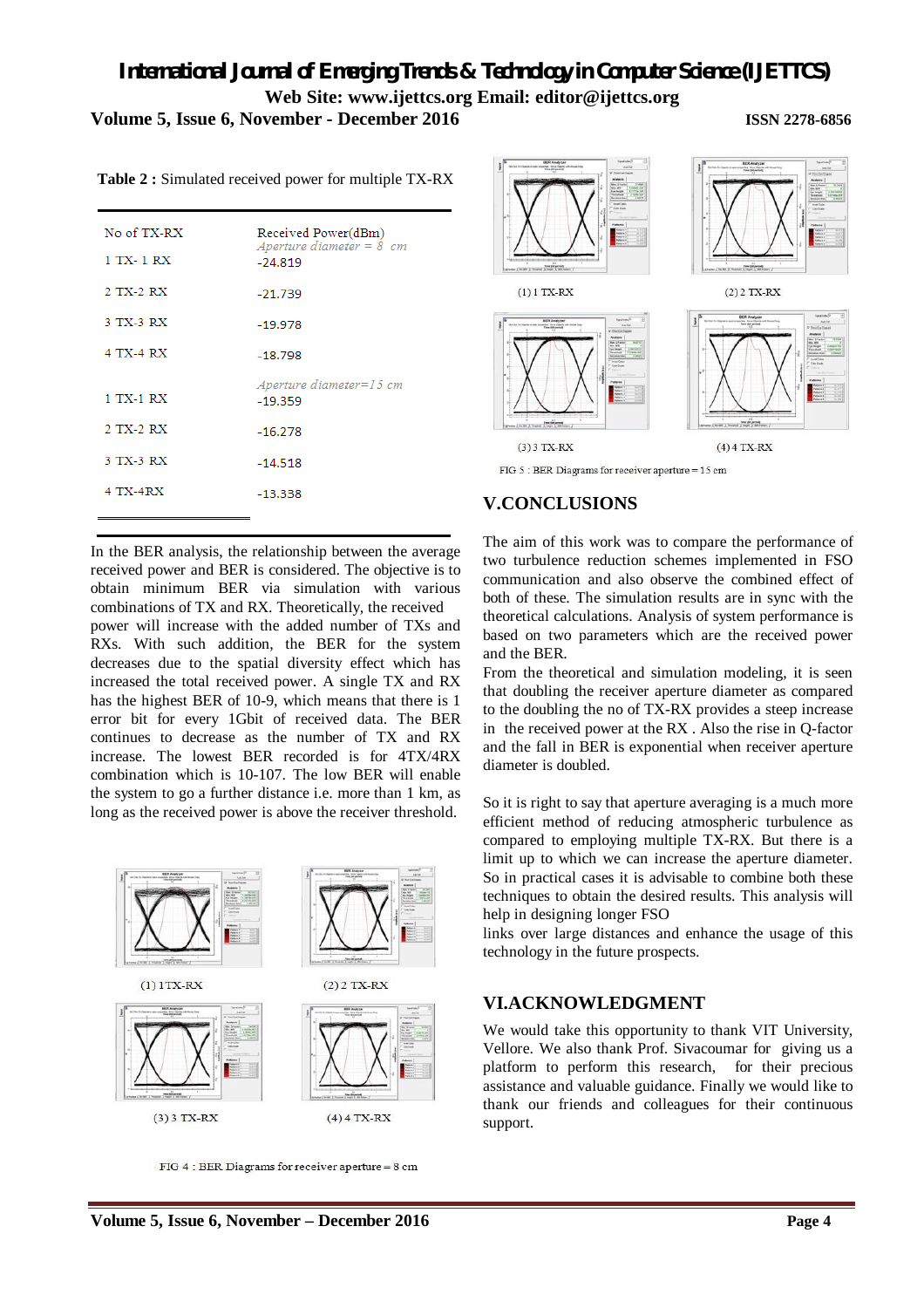**Table 2 :** Simulated received power for multiple TX-RX

| No of TX-RX | Received Power(dBm) |
|---|---|
| | *Aperture diameter = 8 cm* |
| 1 TX- 1 RX | -24.819 |
| 2 TX-2 RX | -21.739 |
| 3 TX-3 RX | -19.978 |
| 4 TX-4 RX | -18.798 |
| | *Aperture diameter=15 cm* |
| 1 TX-1 RX | -19.359 |
| 2 TX-2 RX | -16.278 |
| 3 TX-3 RX | -14.518 |
| 4 TX-4RX | -13.338 |

In the BER analysis, the relationship between the average received power and BER is considered. The objective is to obtain minimum BER via simulation with various combinations of TX and RX. Theoretically, the received power will increase with the added number of TXs and RXs. With such addition, the BER for the system decreases due to the spatial diversity effect which has increased the total received power. A single TX and RX has the highest BER of 10-9, which means that there is 1 error bit for every 1Gbit of received data. The BER continues to decrease as the number of TX and RX increase. The lowest BER recorded is for 4TX/4RX combination which is 10-107. The low BER will enable the system to go a further distance i.e. more than 1 km, as long as the received power is above the receiver threshold.

(1) 1TX-RX (2) 2 TX-RX (3) 3 TX-RX (4) 4 TX-RX

FIG 4 : BER Diagrams for receiver aperture = 8 cm

(1) 1 TX-RX (2) 2 TX-RX (3) 3 TX-RX (4) 4 TX-RX

FIG 5 : BER Diagrams for receiver aperture = 15 cm

## V.CONCLUSIONS

The aim of this work was to compare the performance of two turbulence reduction schemes implemented in FSO communication and also observe the combined effect of both of these. The simulation results are in sync with the theoretical calculations. Analysis of system performance is based on two parameters which are the received power and the BER.

From the theoretical and simulation modeling, it is seen that doubling the receiver aperture diameter as compared to the doubling the no of TX-RX provides a steep increase in the received power at the RX . Also the rise in Q-factor and the fall in BER is exponential when receiver aperture diameter is doubled.

So it is right to say that aperture averaging is a much more efficient method of reducing atmospheric turbulence as compared to employing multiple TX-RX. But there is a limit up to which we can increase the aperture diameter. So in practical cases it is advisable to combine both these techniques to obtain the desired results. This analysis will help in designing longer FSO links over large distances and enhance the usage of this technology in the future prospects.

## VI.ACKNOWLEDGMENT

We would take this opportunity to thank VIT University, Vellore. We also thank Prof. Sivacoumar for giving us a platform to perform this research, for their precious assistance and valuable guidance. Finally we would like to thank our friends and colleagues for their continuous support.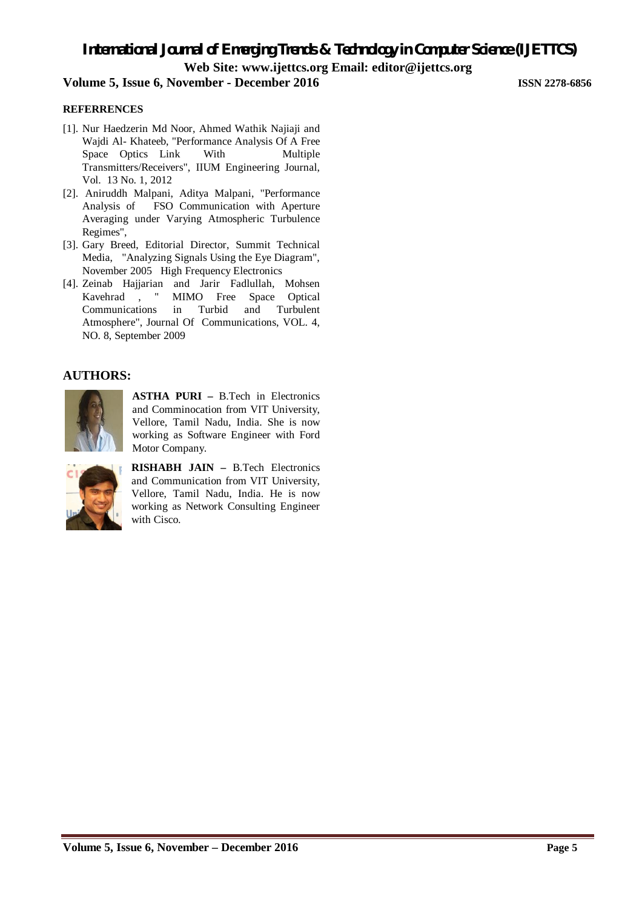**REFERRENCES**

[1]. Nur Haedzerin Md Noor, Ahmed Wathik Najiaji and Wajdi Al- Khateeb, "Performance Analysis Of A Free Space Optics Link With Multiple Transmitters/Receivers", IIUM Engineering Journal, Vol. 13 No. 1, 2012

[2]. Aniruddh Malpani, Aditya Malpani, "Performance Analysis of FSO Communication with Aperture Averaging under Varying Atmospheric Turbulence Regimes",

[3]. Gary Breed, Editorial Director, Summit Technical Media, "Analyzing Signals Using the Eye Diagram", November 2005 High Frequency Electronics

[4]. Zeinab Hajjarian and Jarir Fadlullah, Mohsen Kavehrad , " MIMO Free Space Optical Communications in Turbid and Turbulent Atmosphere", Journal Of Communications, VOL. 4, NO. 8, September 2009

## AUTHORS:

**ASTHA PURI –** B.Tech in Electronics and Comminocation from VIT University, Vellore, Tamil Nadu, India. She is now working as Software Engineer with Ford Motor Company.

**RISHABH JAIN –** B.Tech Electronics and Communication from VIT University, Vellore, Tamil Nadu, India. He is now working as Network Consulting Engineer with Cisco.